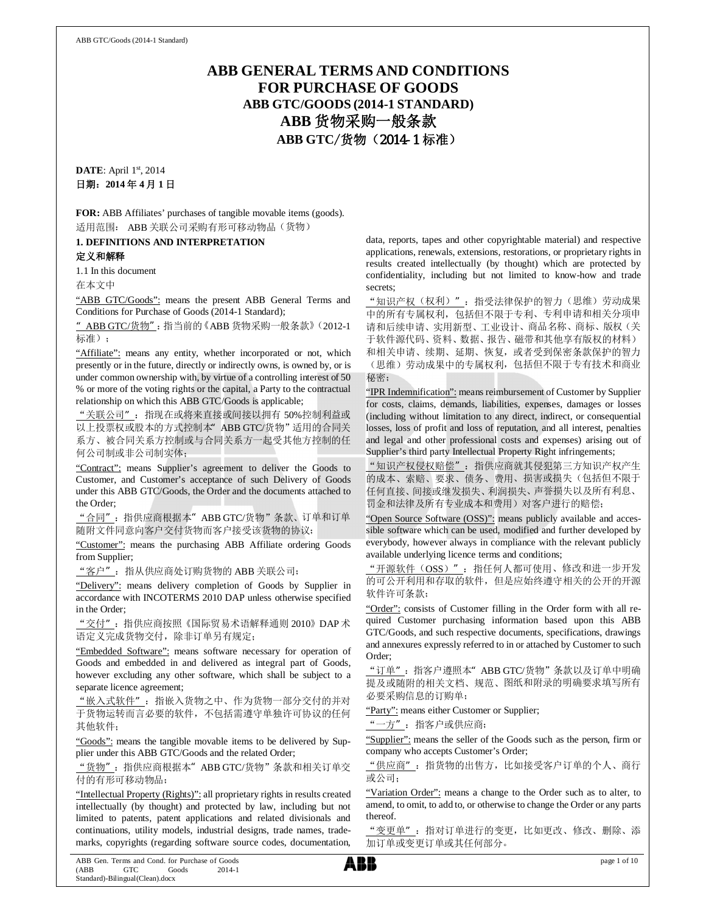# ABB GENERAL TERMS AND CONDITIONS FOR PURCHASE OF GOODS

## ABB GTC/GOODS (2014-1 STANDARD)

# ABB 货物采购一般条款

## ABB GTC/货物（2014-1 标准）

**DATE**: April 1st, 2014

**日期：2014 年 4 月 1 日**

**FOR:** ABB Affiliates' purchases of tangible movable items (goods).

适用范围： ABB 关联公司采购有形可移动物品（货物）

### 1. DEFINITIONS AND INTERPRETATION

### 定义和解释

1.1 In this document

在本文中

"ABB GTC/Goods": means the present ABB General Terms and Conditions for Purchase of Goods (2014-1 Standard);

"ABB GTC/货物"：指当前的《ABB 货物采购一般条款》（2012-1 标准）；

"Affiliate": means any entity, whether incorporated or not, which presently or in the future, directly or indirectly owns, is owned by, or is under common ownership with, by virtue of a controlling interest of 50 % or more of the voting rights or the capital, a Party to the contractual relationship on which this ABB GTC/Goods is applicable;

"关联公司"：指现在或将来直接或间接以拥有 50%控制利益或以上投票权或股本的方式控制本"ABB GTC/货物"适用的合同关系方、被合同关系方控制或与合同关系方一起受其他方控制的任何公司制或非公司制实体；

"Contract": means Supplier's agreement to deliver the Goods to Customer, and Customer's acceptance of such Delivery of Goods under this ABB GTC/Goods, the Order and the documents attached to the Order;

"合同"：指供应商根据本"ABB GTC/货物"条款、订单和订单随附文件同意向客户交付货物而客户接受该货物的协议；

"Customer": means the purchasing ABB Affiliate ordering Goods from Supplier;

"客户"：指从供应商处订购货物的 ABB 关联公司；

"Delivery": means delivery completion of Goods by Supplier in accordance with INCOTERMS 2010 DAP unless otherwise specified in the Order;

"交付"：指供应商按照《国际贸易术语解释通则 2010》DAP 术语定义完成货物交付，除非订单另有规定；

"Embedded Software": means software necessary for operation of Goods and embedded in and delivered as integral part of Goods, however excluding any other software, which shall be subject to a separate licence agreement;

"嵌入式软件"：指嵌入货物之中、作为货物一部分交付的并对于货物运转而言必要的软件，不包括需遵守单独许可协议的任何其他软件；

"Goods": means the tangible movable items to be delivered by Supplier under this ABB GTC/Goods and the related Order;

"货物"：指供应商根据本"ABB GTC/货物"条款和相关订单交付的有形可移动物品；

"Intellectual Property (Rights)": all proprietary rights in results created intellectually (by thought) and protected by law, including but not limited to patents, patent applications and related divisionals and continuations, utility models, industrial designs, trade names, trademarks, copyrights (regarding software source codes, documentation, data, reports, tapes and other copyrightable material) and respective applications, renewals, extensions, restorations, or proprietary rights in results created intellectually (by thought) which are protected by confidentiality, including but not limited to know-how and trade secrets;

"知识产权（权利）"：指受法律保护的智力（思维）劳动成果中的所有专属权利，包括但不限于专利、专利申请和相关分项申请和后续申请、实用新型、工业设计、商品名称、商标、版权（关于软件源代码、资料、数据、报告、磁带和其他享有版权的材料）和相关申请、续期、延期、恢复，或者受到保密条款保护的智力（思维）劳动成果中的专属权利，包括但不限于专有技术和商业秘密；

"IPR Indemnification": means reimbursement of Customer by Supplier for costs, claims, demands, liabilities, expenses, damages or losses (including without limitation to any direct, indirect, or consequential losses, loss of profit and loss of reputation, and all interest, penalties and legal and other professional costs and expenses) arising out of Supplier's third party Intellectual Property Right infringements;

"知识产权侵权赔偿"：指供应商就其侵犯第三方知识产权产生的成本、索赔、要求、债务、费用、损害或损失（包括但不限于任何直接、间接或继发损失、利润损失、声誉损失以及所有利息、罚金和法律及所有专业成本和费用）对客户进行的赔偿；

"Open Source Software (OSS)": means publicly available and accessible software which can be used, modified and further developed by everybody, however always in compliance with the relevant publicly available underlying licence terms and conditions;

"开源软件（OSS）"：指任何人都可使用、修改和进一步开发的可公开利用和存取的软件，但是应始终遵守相关的公开的开源软件许可条款；

"Order": consists of Customer filling in the Order form with all required Customer purchasing information based upon this ABB GTC/Goods, and such respective documents, specifications, drawings and annexures expressly referred to in or attached by Customer to such Order;

"订单"：指客户遵照本"ABB GTC/货物"条款以及订单中明确提及或随附的相关文档、规范、图纸和附录的明确要求填写所有必要采购信息的订购单；

"Party": means either Customer or Supplier;

"一方"：指客户或供应商；

"Supplier": means the seller of the Goods such as the person, firm or company who accepts Customer's Order;

"供应商"：指货物的出售方，比如接受客户订单的个人、商行或公司；

"Variation Order": means a change to the Order such as to alter, to amend, to omit, to add to, or otherwise to change the Order or any parts thereof.

"变更单"：指对订单进行的变更，比如更改、修改、删除、添加订单或变更订单或其任何部分。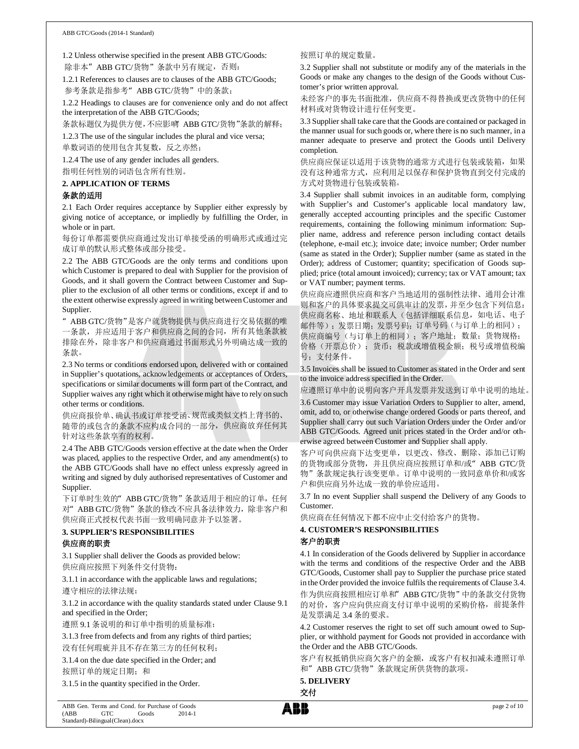1.2 Unless otherwise specified in the present ABB GTC/Goods:

除非本"ABB GTC/货物"条款中另有规定，否则：

1.2.1 References to clauses are to clauses of the ABB GTC/Goods;

参考条款是指参考"ABB GTC/货物"中的条款；

1.2.2 Headings to clauses are for convenience only and do not affect the interpretation of the ABB GTC/Goods;

条款标题仅为提供方便，不应影响"ABB GTC/货物"条款的解释；

1.2.3 The use of the singular includes the plural and vice versa;

单数词语的使用包含其复数，反之亦然；

1.2.4 The use of any gender includes all genders.

指明任何性别的词语包含所有性别。

## 2. APPLICATION OF TERMS

## 条款的适用

2.1 Each Order requires acceptance by Supplier either expressly by giving notice of acceptance, or impliedly by fulfilling the Order, in whole or in part.

每份订单都需要供应商通过发出订单接受函的明确形式或通过完成订单的默认形式整体或部分接受。

2.2 The ABB GTC/Goods are the only terms and conditions upon which Customer is prepared to deal with Supplier for the provision of Goods, and it shall govern the Contract between Customer and Supplier to the exclusion of all other terms or conditions, except if and to the extent otherwise expressly agreed in writing between Customer and Supplier.

"ABB GTC/货物"是客户就货物提供与供应商进行交易依据的唯一条款，并应适用于客户和供应商之间的合同，所有其他条款被排除在外，除非客户和供应商通过书面形式另外明确达成一致的条款。

2.3 No terms or conditions endorsed upon, delivered with or contained in Supplier's quotations, acknowledgements or acceptances of Orders, specifications or similar documents will form part of the Contract, and Supplier waives any right which it otherwise might have to rely on such other terms or conditions.

供应商报价单、确认书或订单接受函、规范或类似文档上背书的、随带的或包含的条款不应构成合同的一部分，供应商放弃任何其针对这些条款享有的权利。

2.4 The ABB GTC/Goods version effective at the date when the Order was placed, applies to the respective Order, and any amendment(s) to the ABB GTC/Goods shall have no effect unless expressly agreed in writing and signed by duly authorised representatives of Customer and Supplier.

下订单时生效的"ABB GTC/货物"条款适用于相应的订单，任何对"ABB GTC/货物"条款的修改不应具备法律效力，除非客户和供应商正式授权代表书面一致明确同意并予以签署。

## 3. SUPPLIER'S RESPONSIBILITIES

## 供应商的职责

3.1 Supplier shall deliver the Goods as provided below:

供应商应按照下列条件交付货物：

3.1.1 in accordance with the applicable laws and regulations;

遵守相应的法律法规；

3.1.2 in accordance with the quality standards stated under Clause 9.1 and specified in the Order;

遵照 9.1 条说明的和订单中指明的质量标准；

3.1.3 free from defects and from any rights of third parties;

没有任何瑕疵并且不存在第三方的任何权利；

3.1.4 on the due date specified in the Order; and

按照订单的规定日期；和

3.1.5 in the quantity specified in the Order.

按照订单的规定数量。

3.2 Supplier shall not substitute or modify any of the materials in the Goods or make any changes to the design of the Goods without Customer's prior written approval.

未经客户的事先书面批准，供应商不得替换或更改货物中的任何材料或对货物设计进行任何变更。

3.3 Supplier shall take care that the Goods are contained or packaged in the manner usual for such goods or, where there is no such manner, in a manner adequate to preserve and protect the Goods until Delivery completion.

供应商应保证以适用于该货物的通常方式进行包装或装箱，如果没有这种通常方式，应利用足以保存和保护货物直到交付完成的方式对货物进行包装或装箱。

3.4 Supplier shall submit invoices in an auditable form, complying with Supplier's and Customer's applicable local mandatory law, generally accepted accounting principles and the specific Customer requirements, containing the following minimum information: Supplier name, address and reference person including contact details (telephone, e-mail etc.); invoice date; invoice number; Order number (same as stated in the Order); Supplier number (same as stated in the Order); address of Customer; quantity; specification of Goods supplied; price (total amount invoiced); currency; tax or VAT amount; tax or VAT number; payment terms.

供应商应遵照供应商和客户当地适用的强制性法律、通用会计准则和客户的具体要求提交可供审计的发票，并至少包含下列信息：供应商名称、地址和联系人（包括详细联系信息，如电话、电子邮件等）；发票日期；发票号码；订单号码（与订单上的相同）；供应商编号（与订单上的相同）；客户地址；数量；货物规格；价格（开票总价）；货币；税款或增值税金额；税号或增值税编号；支付条件。

3.5 Invoices shall be issued to Customer as stated in the Order and sent to the invoice address specified in the Order.

应遵照订单中的说明向客户开具发票并发送到订单中说明的地址。

3.6 Customer may issue Variation Orders to Supplier to alter, amend, omit, add to, or otherwise change ordered Goods or parts thereof, and Supplier shall carry out such Variation Orders under the Order and/or ABB GTC/Goods. Agreed unit prices stated in the Order and/or otherwise agreed between Customer and Supplier shall apply.

客户可向供应商下达变更单，以更改、修改、删除、添加已订购的货物或部分货物，并且供应商应按照订单和/或"ABB GTC/货物"条款规定执行该变更单。订单中说明的一致同意单价和/或客户和供应商另外达成一致的单价应适用。

3.7 In no event Supplier shall suspend the Delivery of any Goods to Customer.

供应商在任何情况下都不应中止交付给客户的货物。

## 4. CUSTOMER'S RESPONSIBILITIES

## 客户的职责

4.1 In consideration of the Goods delivered by Supplier in accordance with the terms and conditions of the respective Order and the ABB GTC/Goods, Customer shall pay to Supplier the purchase price stated in the Order provided the invoice fulfils the requirements of Clause 3.4.

作为供应商按照相应订单和"ABB GTC/货物"中的条款交付货物的对价，客户应向供应商支付订单中说明的采购价格，前提条件是发票满足 3.4 条的要求。

4.2 Customer reserves the right to set off such amount owed to Supplier, or withhold payment for Goods not provided in accordance with the Order and the ABB GTC/Goods.

客户有权抵销供应商欠客户的金额，或客户有权扣减未遵照订单和"ABB GTC/货物"条款规定所供货物的款项。

## 5. DELIVERY

## 交付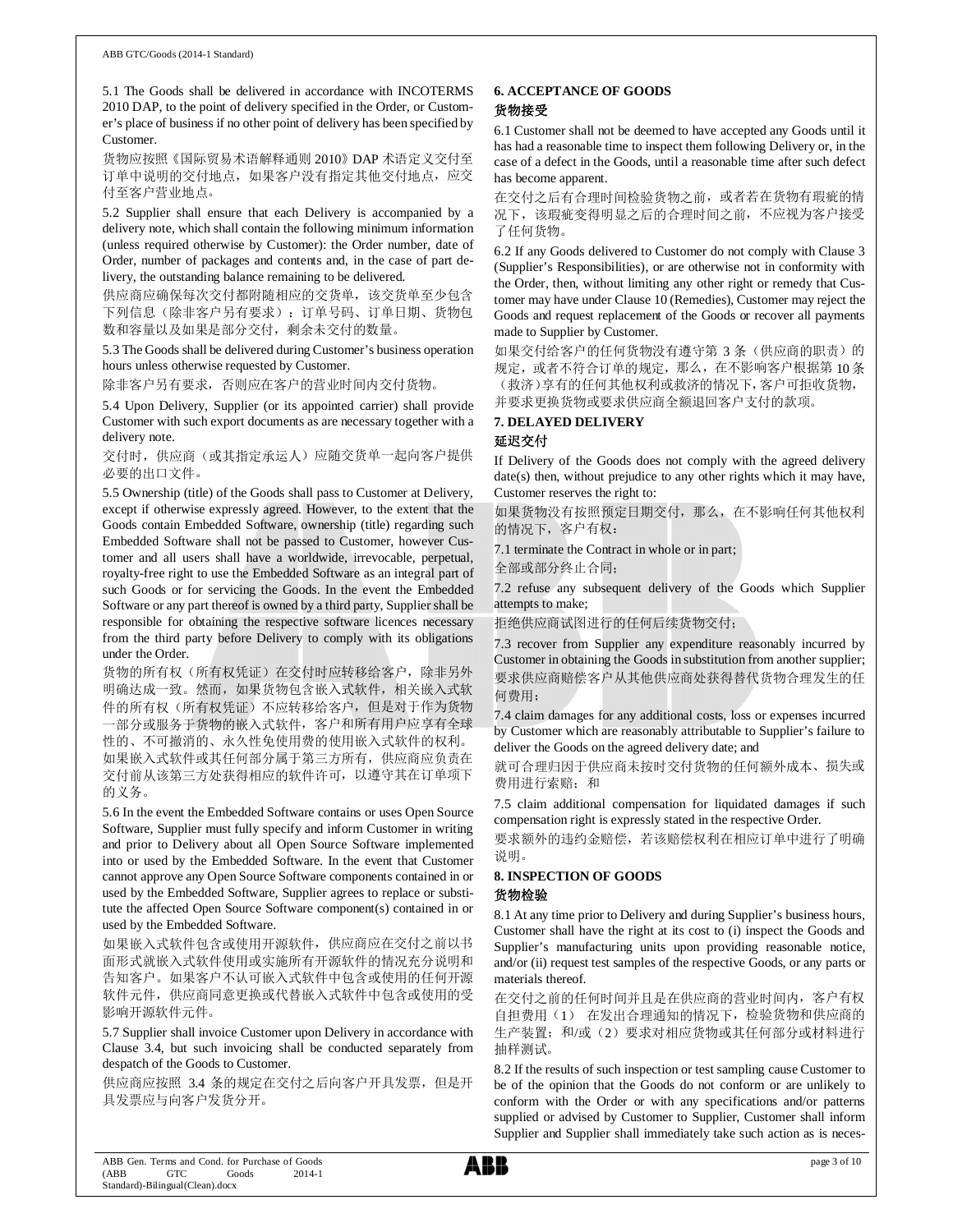5.1 The Goods shall be delivered in accordance with INCOTERMS 2010 DAP, to the point of delivery specified in the Order, or Customer's place of business if no other point of delivery has been specified by Customer.

货物应按照《国际贸易术语解释通则 2010》DAP 术语定义交付至订单中说明的交付地点，如果客户没有指定其他交付地点，应交付至客户营业地点。

5.2 Supplier shall ensure that each Delivery is accompanied by a delivery note, which shall contain the following minimum information (unless required otherwise by Customer): the Order number, date of Order, number of packages and contents and, in the case of part delivery, the outstanding balance remaining to be delivered.

供应商应确保每次交付都附随相应的交货单，该交货单至少包含下列信息（除非客户另有要求）：订单号码、订单日期、货物包数和容量以及如果是部分交付，剩余未交付的数量。

5.3 The Goods shall be delivered during Customer's business operation hours unless otherwise requested by Customer.

除非客户另有要求，否则应在客户的营业时间内交付货物。

5.4 Upon Delivery, Supplier (or its appointed carrier) shall provide Customer with such export documents as are necessary together with a delivery note.

交付时，供应商（或其指定承运人）应随交货单一起向客户提供必要的出口文件。

5.5 Ownership (title) of the Goods shall pass to Customer at Delivery, except if otherwise expressly agreed. However, to the extent that the Goods contain Embedded Software, ownership (title) regarding such Embedded Software shall not be passed to Customer, however Customer and all users shall have a worldwide, irrevocable, perpetual, royalty-free right to use the Embedded Software as an integral part of such Goods or for servicing the Goods. In the event the Embedded Software or any part thereof is owned by a third party, Supplier shall be responsible for obtaining the respective software licences necessary from the third party before Delivery to comply with its obligations under the Order.

货物的所有权（所有权凭证）在交付时应转移给客户，除非另外明确达成一致。然而，如果货物包含嵌入式软件，相关嵌入式软件的所有权（所有权凭证）不应转移给客户，但是对于作为货物一部分或服务于货物的嵌入式软件，客户和所有用户应享有全球性的、不可撤消的、永久性免使用费的使用嵌入式软件的权利。如果嵌入式软件或其任何部分属于第三方所有，供应商应负责在交付前从该第三方处获得相应的软件许可，以遵守其在订单项下的义务。

5.6 In the event the Embedded Software contains or uses Open Source Software, Supplier must fully specify and inform Customer in writing and prior to Delivery about all Open Source Software implemented into or used by the Embedded Software. In the event that Customer cannot approve any Open Source Software components contained in or used by the Embedded Software, Supplier agrees to replace or substitute the affected Open Source Software component(s) contained in or used by the Embedded Software.

如果嵌入式软件包含或使用开源软件，供应商应在交付之前以书面形式就嵌入式软件使用或实施所有开源软件的情况充分说明和告知客户。如果客户不认可嵌入式软件中包含或使用的任何开源软件元件，供应商同意更换或代替嵌入式软件中包含或使用的受影响开源软件元件。

5.7 Supplier shall invoice Customer upon Delivery in accordance with Clause 3.4, but such invoicing shall be conducted separately from despatch of the Goods to Customer.

供应商应按照 3.4 条的规定在交付之后向客户开具发票，但是开具发票应与向客户发货分开。

## 6. ACCEPTANCE OF GOODS

## 货物接受

6.1 Customer shall not be deemed to have accepted any Goods until it has had a reasonable time to inspect them following Delivery or, in the case of a defect in the Goods, until a reasonable time after such defect has become apparent.

在交付之后有合理时间检验货物之前，或者若在货物有瑕疵的情况下，该瑕疵变得明显之后的合理时间之前，不应视为客户接受了任何货物。

6.2 If any Goods delivered to Customer do not comply with Clause 3 (Supplier's Responsibilities), or are otherwise not in conformity with the Order, then, without limiting any other right or remedy that Customer may have under Clause 10 (Remedies), Customer may reject the Goods and request replacement of the Goods or recover all payments made to Supplier by Customer.

如果交付给客户的任何货物没有遵守第 3 条（供应商的职责）的规定，或者不符合订单的规定，那么，在不影响客户根据第 10 条（救济）享有的任何其他权利或救济的情况下，客户可拒收货物，并要求更换货物或要求供应商全额退回客户支付的款项。

## 7. DELAYED DELIVERY

## 延迟交付

If Delivery of the Goods does not comply with the agreed delivery date(s) then, without prejudice to any other rights which it may have, Customer reserves the right to:

如果货物没有按照预定日期交付，那么，在不影响任何其他权利的情况下，客户有权：

7.1 terminate the Contract in whole or in part;

全部或部分终止合同；

7.2 refuse any subsequent delivery of the Goods which Supplier attempts to make;

拒绝供应商试图进行的任何后续货物交付；

7.3 recover from Supplier any expenditure reasonably incurred by Customer in obtaining the Goods in substitution from another supplier;

要求供应商赔偿客户从其他供应商处获得替代货物合理发生的任何费用；

7.4 claim damages for any additional costs, loss or expenses incurred by Customer which are reasonably attributable to Supplier's failure to deliver the Goods on the agreed delivery date; and

就可合理归因于供应商未按时交付货物的任何额外成本、损失或费用进行索赔；和

7.5 claim additional compensation for liquidated damages if such compensation right is expressly stated in the respective Order.

要求额外的违约金赔偿，若该赔偿权利在相应订单中进行了明确说明。

## 8. INSPECTION OF GOODS

## 货物检验

8.1 At any time prior to Delivery and during Supplier's business hours, Customer shall have the right at its cost to (i) inspect the Goods and Supplier's manufacturing units upon providing reasonable notice, and/or (ii) request test samples of the respective Goods, or any parts or materials thereof.

在交付之前的任何时间并且是在供应商的营业时间内，客户有权自担费用（1） 在发出合理通知的情况下，检验货物和供应商的生产装置；和/或（2）要求对相应货物或其任何部分或材料进行抽样测试。

8.2 If the results of such inspection or test sampling cause Customer to be of the opinion that the Goods do not conform or are unlikely to conform with the Order or with any specifications and/or patterns supplied or advised by Customer to Supplier, Customer shall inform Supplier and Supplier shall immediately take such action as is neces-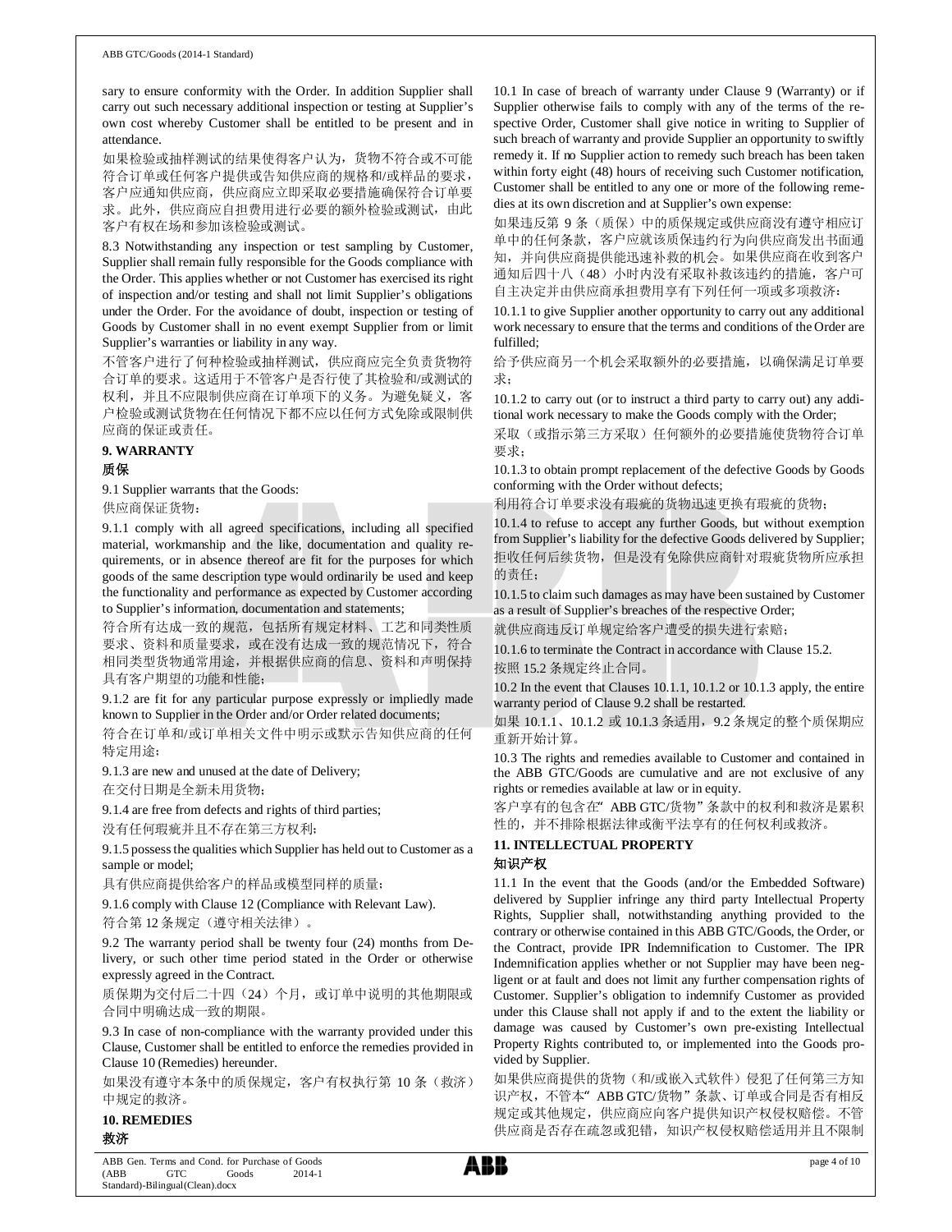sary to ensure conformity with the Order. In addition Supplier shall carry out such necessary additional inspection or testing at Supplier's own cost whereby Customer shall be entitled to be present and in attendance.

如果检验或抽样测试的结果使得客户认为，货物不符合或不可能符合订单或任何客户提供或告知供应商的规格和/或样品的要求，客户应通知供应商，供应商应立即采取必要措施确保符合订单要求。此外，供应商应自担费用进行必要的额外检验或测试，由此客户有权在场和参加该检验或测试。

8.3 Notwithstanding any inspection or test sampling by Customer, Supplier shall remain fully responsible for the Goods compliance with the Order. This applies whether or not Customer has exercised its right of inspection and/or testing and shall not limit Supplier's obligations under the Order. For the avoidance of doubt, inspection or testing of Goods by Customer shall in no event exempt Supplier from or limit Supplier's warranties or liability in any way.

不管客户进行了何种检验或抽样测试，供应商应完全负责货物符合订单的要求。这适用于不管客户是否行使了其检验和/或测试的权利，并且不应限制供应商在订单项下的义务。为避免疑义，客户检验或测试货物在任何情况下都不应以任何方式免除或限制供应商的保证或责任。

## 9. WARRANTY
## 质保

9.1 Supplier warrants that the Goods:

供应商保证货物：

9.1.1 comply with all agreed specifications, including all specified material, workmanship and the like, documentation and quality requirements, or in absence thereof are fit for the purposes for which goods of the same description type would ordinarily be used and keep the functionality and performance as expected by Customer according to Supplier's information, documentation and statements;

符合所有达成一致的规范，包括所有规定材料、工艺和同类性质要求、资料和质量要求，或在没有达成一致的规范情况下，符合相同类型货物通常用途，并根据供应商的信息、资料和声明保持具有客户期望的功能和性能；

9.1.2 are fit for any particular purpose expressly or impliedly made known to Supplier in the Order and/or Order related documents;

符合在订单和/或订单相关文件中明示或默示告知供应商的任何特定用途；

9.1.3 are new and unused at the date of Delivery;

在交付日期是全新未用货物；

9.1.4 are free from defects and rights of third parties;

没有任何瑕疵并且不存在第三方权利；

9.1.5 possess the qualities which Supplier has held out to Customer as a sample or model;

具有供应商提供给客户的样品或模型同样的质量；

9.1.6 comply with Clause 12 (Compliance with Relevant Law).

符合第 12 条规定（遵守相关法律）。

9.2 The warranty period shall be twenty four (24) months from Delivery, or such other time period stated in the Order or otherwise expressly agreed in the Contract.

质保期为交付后二十四（24）个月，或订单中说明的其他期限或合同中明确达成一致的期限。

9.3 In case of non-compliance with the warranty provided under this Clause, Customer shall be entitled to enforce the remedies provided in Clause 10 (Remedies) hereunder.

如果没有遵守本条中的质保规定，客户有权执行第 10 条（救济）中规定的救济。

## 10. REMEDIES
## 救济

10.1 In case of breach of warranty under Clause 9 (Warranty) or if Supplier otherwise fails to comply with any of the terms of the respective Order, Customer shall give notice in writing to Supplier of such breach of warranty and provide Supplier an opportunity to swiftly remedy it. If no Supplier action to remedy such breach has been taken within forty eight (48) hours of receiving such Customer notification, Customer shall be entitled to any one or more of the following remedies at its own discretion and at Supplier's own expense:

如果违反第 9 条（质保）中的质保规定或供应商没有遵守相应订单中的任何条款，客户应就该质保违约行为向供应商发出书面通知，并向供应商提供能迅速补救的机会。如果供应商在收到客户通知后四十八（48）小时内没有采取补救该违约的措施，客户可自主决定并由供应商承担费用享有下列任何一项或多项救济：

10.1.1 to give Supplier another opportunity to carry out any additional work necessary to ensure that the terms and conditions of the Order are fulfilled;

给予供应商另一个机会采取额外的必要措施，以确保满足订单要求；

10.1.2 to carry out (or to instruct a third party to carry out) any additional work necessary to make the Goods comply with the Order;

采取（或指示第三方采取）任何额外的必要措施使货物符合订单要求；

10.1.3 to obtain prompt replacement of the defective Goods by Goods conforming with the Order without defects;

利用符合订单要求没有瑕疵的货物迅速更换有瑕疵的货物；

10.1.4 to refuse to accept any further Goods, but without exemption from Supplier's liability for the defective Goods delivered by Supplier;

拒收任何后续货物，但是没有免除供应商针对瑕疵货物所应承担的责任；

10.1.5 to claim such damages as may have been sustained by Customer as a result of Supplier's breaches of the respective Order;

就供应商违反订单规定给客户遭受的损失进行索赔；

10.1.6 to terminate the Contract in accordance with Clause 15.2.

按照 15.2 条规定终止合同。

10.2 In the event that Clauses 10.1.1, 10.1.2 or 10.1.3 apply, the entire warranty period of Clause 9.2 shall be restarted.

如果 10.1.1、10.1.2 或 10.1.3 条适用，9.2 条规定的整个质保期应重新开始计算。

10.3 The rights and remedies available to Customer and contained in the ABB GTC/Goods are cumulative and are not exclusive of any rights or remedies available at law or in equity.

客户享有的包含在" ABB GTC/货物"条款中的权利和救济是累积性的，并不排除根据法律或衡平法享有的任何权利或救济。

## 11. INTELLECTUAL PROPERTY
## 知识产权

11.1 In the event that the Goods (and/or the Embedded Software) delivered by Supplier infringe any third party Intellectual Property Rights, Supplier shall, notwithstanding anything provided to the contrary or otherwise contained in this ABB GTC/Goods, the Order, or the Contract, provide IPR Indemnification to Customer. The IPR Indemnification applies whether or not Supplier may have been negligent or at fault and does not limit any further compensation rights of Customer. Supplier's obligation to indemnify Customer as provided under this Clause shall not apply if and to the extent the liability or damage was caused by Customer's own pre-existing Intellectual Property Rights contributed to, or implemented into the Goods provided by Supplier.

如果供应商提供的货物（和/或嵌入式软件）侵犯了任何第三方知识产权，不管本" ABB GTC/货物"条款、订单或合同是否有相反规定或其他规定，供应商应向客户提供知识产权侵权赔偿。不管供应商是否存在疏忽或犯错，知识产权侵权赔偿适用并且不限制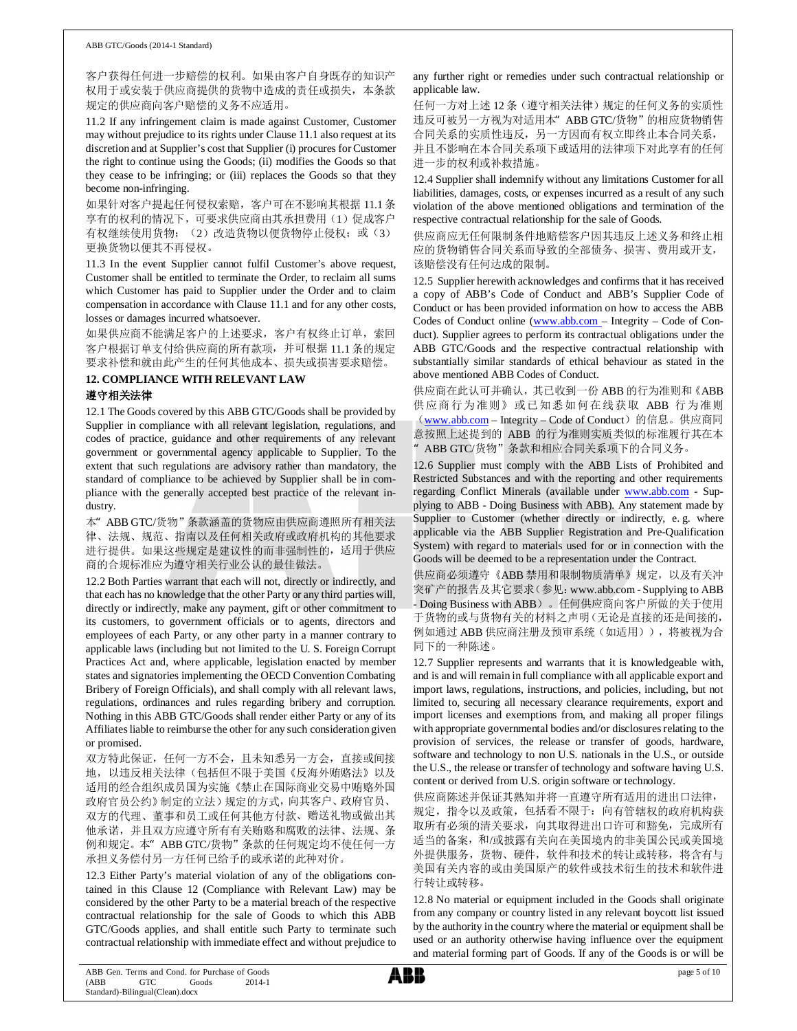客户获得任何进一步赔偿的权利。如果由客户自身既存的知识产权用于或安装于供应商提供的货物中造成的责任或损失，本条款规定的供应商向客户赔偿的义务不应适用。

11.2 If any infringement claim is made against Customer, Customer may without prejudice to its rights under Clause 11.1 also request at its discretion and at Supplier's cost that Supplier (i) procures for Customer the right to continue using the Goods; (ii) modifies the Goods so that they cease to be infringing; or (iii) replaces the Goods so that they become non-infringing.

如果针对客户提起任何侵权索赔，客户可在不影响其根据 11.1 条享有的权利的情况下，可要求供应商由其承担费用（1）促成客户有权继续使用货物；（2）改造货物以便货物停止侵权；或（3）更换货物以便其不再侵权。

11.3 In the event Supplier cannot fulfil Customer's above request, Customer shall be entitled to terminate the Order, to reclaim all sums which Customer has paid to Supplier under the Order and to claim compensation in accordance with Clause 11.1 and for any other costs, losses or damages incurred whatsoever.

如果供应商不能满足客户的上述要求，客户有权终止订单，索回客户根据订单支付给供应商的所有款项，并可根据 11.1 条的规定要求补偿和就由此产生的任何其他成本、损失或损害要求赔偿。

**12. COMPLIANCE WITH RELEVANT LAW**

**遵守相关法律**

12.1 The Goods covered by this ABB GTC/Goods shall be provided by Supplier in compliance with all relevant legislation, regulations, and codes of practice, guidance and other requirements of any relevant government or governmental agency applicable to Supplier. To the extent that such regulations are advisory rather than mandatory, the standard of compliance to be achieved by Supplier shall be in compliance with the generally accepted best practice of the relevant industry.

本"ABB GTC/货物"条款涵盖的货物应由供应商遵照所有相关法律、法规、规范、指南以及任何相关政府或政府机构的其他要求进行提供。如果这些规定是建议性的而非强制性的，适用于供应商的合规标准应为遵守相关行业公认的最佳做法。

12.2 Both Parties warrant that each will not, directly or indirectly, and that each has no knowledge that the other Party or any third parties will, directly or indirectly, make any payment, gift or other commitment to its customers, to government officials or to agents, directors and employees of each Party, or any other party in a manner contrary to applicable laws (including but not limited to the U. S. Foreign Corrupt Practices Act and, where applicable, legislation enacted by member states and signatories implementing the OECD Convention Combating Bribery of Foreign Officials), and shall comply with all relevant laws, regulations, ordinances and rules regarding bribery and corruption. Nothing in this ABB GTC/Goods shall render either Party or any of its Affiliates liable to reimburse the other for any such consideration given or promised.

双方特此保证，任何一方不会，且未知悉另一方会，直接或间接地，以违反相关法律（包括但不限于美国《反海外贿赂法》以及适用的经合组织成员国为实施《禁止在国际商业交易中贿赂外国政府官员公约》制定的立法）规定的方式，向其客户、政府官员、双方的代理、董事和员工或任何其他方付款、赠送礼物或做出其他承诺，并且双方应遵守所有有关贿赂和腐败的法律、法规、条例和规定。本"ABB GTC/货物"条款的任何规定均不使任何一方承担义务偿付另一方任何已给予的或承诺的此种对价。

12.3 Either Party's material violation of any of the obligations contained in this Clause 12 (Compliance with Relevant Law) may be considered by the other Party to be a material breach of the respective contractual relationship for the sale of Goods to which this ABB GTC/Goods applies, and shall entitle such Party to terminate such contractual relationship with immediate effect and without prejudice to any further right or remedies under such contractual relationship or applicable law.

任何一方对上述 12 条（遵守相关法律）规定的任何义务的实质性违反可被另一方视为对适用本"ABB GTC/货物"的相应货物销售合同关系的实质性违反，另一方因而有权立即终止本合同关系，并且不影响在本合同关系项下或适用的法律项下对此享有的任何进一步的权利或补救措施。

12.4 Supplier shall indemnify without any limitations Customer for all liabilities, damages, costs, or expenses incurred as a result of any such violation of the above mentioned obligations and termination of the respective contractual relationship for the sale of Goods.

供应商应无任何限制条件地赔偿客户因其违反上述义务和终止相应的货物销售合同关系而导致的全部债务、损害、费用或开支，该赔偿没有任何达成的限制。

12.5 Supplier herewith acknowledges and confirms that it has received a copy of ABB's Code of Conduct and ABB's Supplier Code of Conduct or has been provided information on how to access the ABB Codes of Conduct online (www.abb.com – Integrity – Code of Conduct). Supplier agrees to perform its contractual obligations under the ABB GTC/Goods and the respective contractual relationship with substantially similar standards of ethical behaviour as stated in the above mentioned ABB Codes of Conduct.

供应商在此认可并确认，其已收到一份 ABB 的行为准则和《ABB 供应商行为准则》或已知悉如何在线获取 ABB 行为准则（www.abb.com – Integrity – Code of Conduct）的信息。供应商同意按照上述提到的 ABB 的行为准则实质类似的标准履行其在本"ABB GTC/货物"条款和相应合同关系项下的合同义务。

12.6 Supplier must comply with the ABB Lists of Prohibited and Restricted Substances and with the reporting and other requirements regarding Conflict Minerals (available under www.abb.com - Supplying to ABB - Doing Business with ABB). Any statement made by Supplier to Customer (whether directly or indirectly, e. g. where applicable via the ABB Supplier Registration and Pre-Qualification System) with regard to materials used for or in connection with the Goods will be deemed to be a representation under the Contract.

供应商必须遵守《ABB 禁用和限制物质清单》规定，以及有关冲突矿产的报告及其它要求（参见：www.abb.com - Supplying to ABB - Doing Business with ABB）。任何供应商向客户所做的关于使用于货物的或与货物有关的材料之声明（无论是直接的还是间接的，例如通过 ABB 供应商注册及预审系统（如适用）），将被视为合同下的一种陈述。

12.7 Supplier represents and warrants that it is knowledgeable with, and is and will remain in full compliance with all applicable export and import laws, regulations, instructions, and policies, including, but not limited to, securing all necessary clearance requirements, export and import licenses and exemptions from, and making all proper filings with appropriate governmental bodies and/or disclosures relating to the provision of services, the release or transfer of goods, hardware, software and technology to non U.S. nationals in the U.S., or outside the U.S., the release or transfer of technology and software having U.S. content or derived from U.S. origin software or technology.

供应商陈述并保证其熟知并将一直遵守所有适用的进出口法律，规定，指令以及政策，包括看不限于：向有管辖权的政府机构获取所有必须的清关要求，向其取得进出口许可和豁免，完成所有适当的备案，和/或披露有关向在美国境内的非美国公民或美国境外提供服务，货物、硬件，软件和技术的转让或转移，将含有与美国有关内容的或由美国原产的软件或技术衍生的技术和软件进行转让或转移。

12.8 No material or equipment included in the Goods shall originate from any company or country listed in any relevant boycott list issued by the authority in the country where the material or equipment shall be used or an authority otherwise having influence over the equipment and material forming part of Goods. If any of the Goods is or will be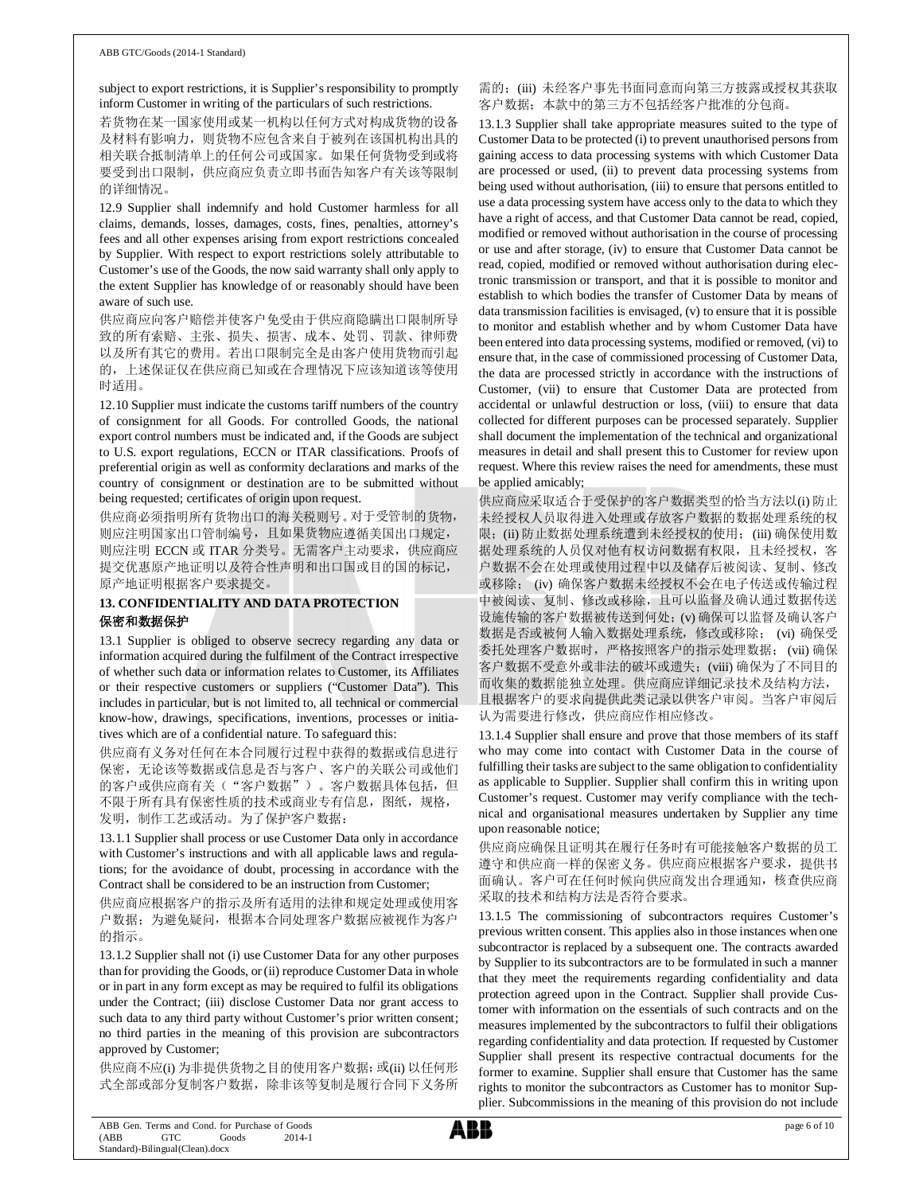subject to export restrictions, it is Supplier's responsibility to promptly inform Customer in writing of the particulars of such restrictions.

若货物在某一国家使用或某一机构以任何方式对构成货物的设备及材料有影响力，则货物不应包含来自于被列在该国机构出具的相关联合抵制清单上的任何公司或国家。如果任何货物受到或将要受到出口限制，供应商应负责立即书面告知客户有关该等限制的详细情况。

12.9 Supplier shall indemnify and hold Customer harmless for all claims, demands, losses, damages, costs, fines, penalties, attorney's fees and all other expenses arising from export restrictions concealed by Supplier. With respect to export restrictions solely attributable to Customer's use of the Goods, the now said warranty shall only apply to the extent Supplier has knowledge of or reasonably should have been aware of such use.

供应商应向客户赔偿并使客户免受由于供应商隐瞒出口限制所导致的所有索赔、主张、损失、损害、成本、处罚、罚款、律师费以及所有其它的费用。若出口限制完全是由客户使用货物而引起的，上述保证仅在供应商已知或在合理情况下应该知道该等使用时适用。

12.10 Supplier must indicate the customs tariff numbers of the country of consignment for all Goods. For controlled Goods, the national export control numbers must be indicated and, if the Goods are subject to U.S. export regulations, ECCN or ITAR classifications. Proofs of preferential origin as well as conformity declarations and marks of the country of consignment or destination are to be submitted without being requested; certificates of origin upon request.

供应商必须指明所有货物出口的海关税则号。对于受管制的货物，则应注明国家出口管制编号，且如果货物应遵循美国出口规定，则应注明 ECCN 或 ITAR 分类号。无需客户主动要求，供应商应提交优惠原产地证明以及符合性声明和出口国或目的国的标记，原产地证明根据客户要求提交。

## 13. CONFIDENTIALITY AND DATA PROTECTION
## 保密和数据保护

13.1 Supplier is obliged to observe secrecy regarding any data or information acquired during the fulfilment of the Contract irrespective of whether such data or information relates to Customer, its Affiliates or their respective customers or suppliers ("Customer Data"). This includes in particular, but is not limited to, all technical or commercial know-how, drawings, specifications, inventions, processes or initiatives which are of a confidential nature. To safeguard this:

供应商有义务对任何在本合同履行过程中获得的数据或信息进行保密，无论该等数据或信息是否与客户、客户的关联公司或他们的客户或供应商有关（"客户数据"）。客户数据具体包括，但不限于所有具有保密性质的技术或商业专有信息，图纸，规格，发明，制作工艺或活动。为了保护客户数据：

13.1.1 Supplier shall process or use Customer Data only in accordance with Customer's instructions and with all applicable laws and regulations; for the avoidance of doubt, processing in accordance with the Contract shall be considered to be an instruction from Customer;

供应商应根据客户的指示及所有适用的法律和规定处理或使用客户数据；为避免疑问，根据本合同处理客户数据应被视作为客户的指示。

13.1.2 Supplier shall not (i) use Customer Data for any other purposes than for providing the Goods, or (ii) reproduce Customer Data in whole or in part in any form except as may be required to fulfil its obligations under the Contract; (iii) disclose Customer Data nor grant access to such data to any third party without Customer's prior written consent; no third parties in the meaning of this provision are subcontractors approved by Customer;

供应商不应(i) 为非提供货物之目的使用客户数据；或(ii) 以任何形式全部或部分复制客户数据，除非该等复制是履行合同下义务所需的；(iii) 未经客户事先书面同意而向第三方披露或授权其获取客户数据；本款中的第三方不包括经客户批准的分包商。

13.1.3 Supplier shall take appropriate measures suited to the type of Customer Data to be protected (i) to prevent unauthorised persons from gaining access to data processing systems with which Customer Data are processed or used, (ii) to prevent data processing systems from being used without authorisation, (iii) to ensure that persons entitled to use a data processing system have access only to the data to which they have a right of access, and that Customer Data cannot be read, copied, modified or removed without authorisation in the course of processing or use and after storage, (iv) to ensure that Customer Data cannot be read, copied, modified or removed without authorisation during electronic transmission or transport, and that it is possible to monitor and establish to which bodies the transfer of Customer Data by means of data transmission facilities is envisaged, (v) to ensure that it is possible to monitor and establish whether and by whom Customer Data have been entered into data processing systems, modified or removed, (vi) to ensure that, in the case of commissioned processing of Customer Data, the data are processed strictly in accordance with the instructions of Customer, (vii) to ensure that Customer Data are protected from accidental or unlawful destruction or loss, (viii) to ensure that data collected for different purposes can be processed separately. Supplier shall document the implementation of the technical and organizational measures in detail and shall present this to Customer for review upon request. Where this review raises the need for amendments, these must be applied amicably;

供应商应采取适合于受保护的客户数据类型的恰当方法以(i) 防止未经授权人员取得进入处理或存放客户数据的数据处理系统的权限；(ii) 防止数据处理系统遭到未经授权的使用；(iii) 确保使用数据处理系统的人员仅对他有权访问数据有权限，且未经授权，客户数据不会在处理或使用过程中以及储存后被阅读、复制、修改或移除； (iv) 确保客户数据未经授权不会在电子传送或传输过程中被阅读、复制、修改或移除，且可以监督及确认通过数据传送设施传输的客户数据被传送到何处；(v) 确保可以监督及确认客户数据是否或被何人输入数据处理系统，修改或移除； (vi) 确保受委托处理客户数据时，严格按照客户的指示处理数据；(vii) 确保客户数据不受意外或非法的破坏或遗失；(viii) 确保为了不同目的而收集的数据能独立处理。供应商应详细记录技术及结构方法，且根据客户的要求向提供此类记录以供客户审阅。当客户审阅后认为需要进行修改，供应商应作相应修改。

13.1.4 Supplier shall ensure and prove that those members of its staff who may come into contact with Customer Data in the course of fulfilling their tasks are subject to the same obligation to confidentiality as applicable to Supplier. Supplier shall confirm this in writing upon Customer's request. Customer may verify compliance with the technical and organisational measures undertaken by Supplier any time upon reasonable notice;

供应商应确保且证明其在履行任务时有可能接触客户数据的员工遵守和供应商一样的保密义务。供应商应根据客户要求，提供书面确认。客户可在任何时候向供应商发出合理通知，核查供应商采取的技术和结构方法是否符合要求。

13.1.5 The commissioning of subcontractors requires Customer's previous written consent. This applies also in those instances when one subcontractor is replaced by a subsequent one. The contracts awarded by Supplier to its subcontractors are to be formulated in such a manner that they meet the requirements regarding confidentiality and data protection agreed upon in the Contract. Supplier shall provide Customer with information on the essentials of such contracts and on the measures implemented by the subcontractors to fulfil their obligations regarding confidentiality and data protection. If requested by Customer Supplier shall present its respective contractual documents for the former to examine. Supplier shall ensure that Customer has the same rights to monitor the subcontractors as Customer has to monitor Supplier. Subcommissions in the meaning of this provision do not include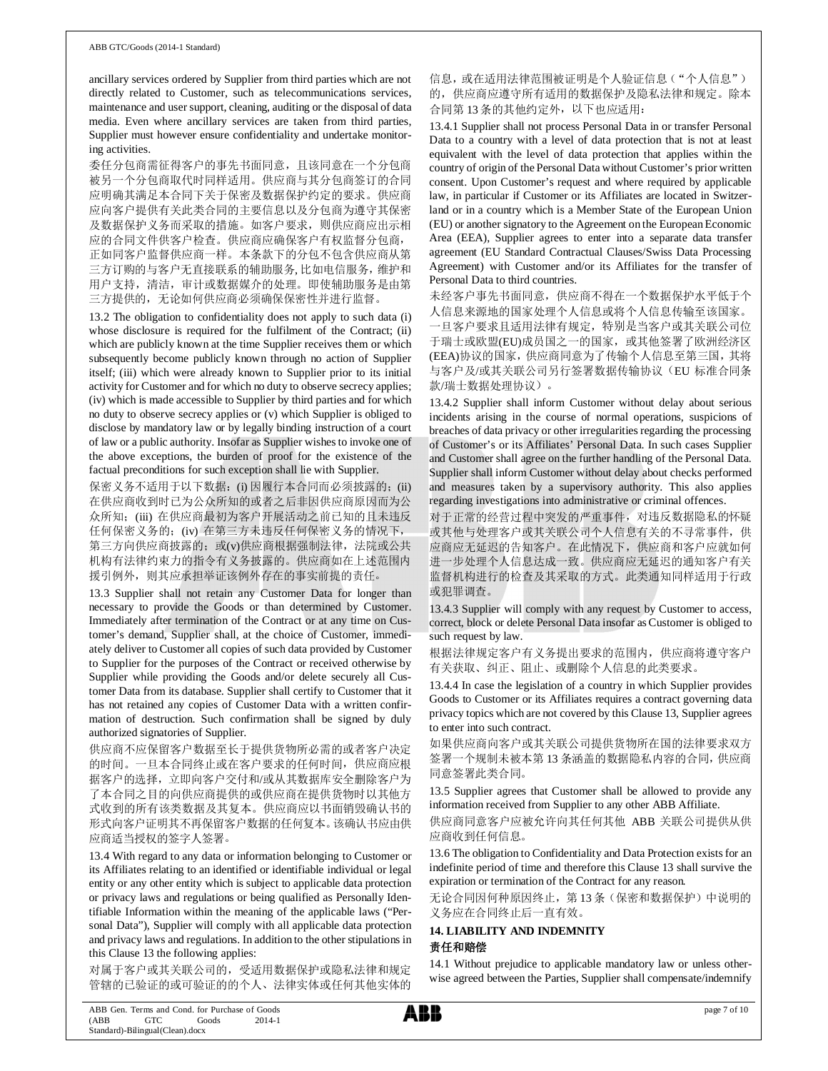ancillary services ordered by Supplier from third parties which are not directly related to Customer, such as telecommunications services, maintenance and user support, cleaning, auditing or the disposal of data media. Even where ancillary services are taken from third parties, Supplier must however ensure confidentiality and undertake monitoring activities.

委任分包商需征得客户的事先书面同意，且该同意在一个分包商被另一个分包商取代时同样适用。供应商与其分包商签订的合同应明确其满足本合同下关于保密及数据保护约定的要求。供应商应向客户提供有关此类合同的主要信息以及分包商为遵守其保密及数据保护义务而采取的措施。如客户要求，则供应商应出示相应的合同文件供客户检查。供应商应确保客户有权监督分包商，正如同客户监督供应商一样。本条款下的分包不包含供应商从第三方订购的与客户无直接联系的辅助服务, 比如电信服务，维护和用户支持，清洁，审计或数据媒介的处理。即使辅助服务是由第三方提供的，无论如何供应商必须确保保密性并进行监督。

13.2 The obligation to confidentiality does not apply to such data (i) whose disclosure is required for the fulfilment of the Contract; (ii) which are publicly known at the time Supplier receives them or which subsequently become publicly known through no action of Supplier itself; (iii) which were already known to Supplier prior to its initial activity for Customer and for which no duty to observe secrecy applies; (iv) which is made accessible to Supplier by third parties and for which no duty to observe secrecy applies or (v) which Supplier is obliged to disclose by mandatory law or by legally binding instruction of a court of law or a public authority. Insofar as Supplier wishes to invoke one of the above exceptions, the burden of proof for the existence of the factual preconditions for such exception shall lie with Supplier.

保密义务不适用于以下数据：(i) 因履行本合同而必须披露的；(ii) 在供应商收到时已为公众所知的或者之后非因供应商原因而为公众所知；(iii) 在供应商最初为客户开展活动之前已知的且未违反任何保密义务的；(iv) 在第三方未违反任何保密义务的情况下，第三方向供应商披露的；或(v)供应商根据强制法律，法院或公共机构有法律约束力的指令有义务披露的。供应商如在上述范围内援引例外，则其应承担举证该例外存在的事实前提的责任。

13.3 Supplier shall not retain any Customer Data for longer than necessary to provide the Goods or than determined by Customer. Immediately after termination of the Contract or at any time on Customer's demand, Supplier shall, at the choice of Customer, immediately deliver to Customer all copies of such data provided by Customer to Supplier for the purposes of the Contract or received otherwise by Supplier while providing the Goods and/or delete securely all Customer Data from its database. Supplier shall certify to Customer that it has not retained any copies of Customer Data with a written confirmation of destruction. Such confirmation shall be signed by duly authorized signatories of Supplier.

供应商不应保留客户数据至长于提供货物所必需的或者客户决定的时间。一旦本合同终止或在客户要求的任何时间，供应商应根据客户的选择，立即向客户交付和/或从其数据库安全删除客户为了本合同之目的向供应商提供的或供应商在提供货物时以其他方式收到的所有该类数据及其复本。供应商应以书面销毁确认书的形式向客户证明其不再保留客户数据的任何复本。该确认书应由供应商适当授权的签字人签署。

13.4 With regard to any data or information belonging to Customer or its Affiliates relating to an identified or identifiable individual or legal entity or any other entity which is subject to applicable data protection or privacy laws and regulations or being qualified as Personally Identifiable Information within the meaning of the applicable laws ("Personal Data"), Supplier will comply with all applicable data protection and privacy laws and regulations. In addition to the other stipulations in this Clause 13 the following applies:

对属于客户或其关联公司的，受适用数据保护或隐私法律和规定管辖的已验证的或可验证的的个人、法律实体或任何其他实体的信息，或在适用法律范围被证明是个人验证信息（"个人信息"）的，供应商应遵守所有适用的数据保护及隐私法律和规定。除本合同第 13 条的其他约定外，以下也应适用：

13.4.1 Supplier shall not process Personal Data in or transfer Personal Data to a country with a level of data protection that is not at least equivalent with the level of data protection that applies within the country of origin of the Personal Data without Customer's prior written consent. Upon Customer's request and where required by applicable law, in particular if Customer or its Affiliates are located in Switzerland or in a country which is a Member State of the European Union (EU) or another signatory to the Agreement on the European Economic Area (EEA), Supplier agrees to enter into a separate data transfer agreement (EU Standard Contractual Clauses/Swiss Data Processing Agreement) with Customer and/or its Affiliates for the transfer of Personal Data to third countries.

未经客户事先书面同意，供应商不得在一个数据保护水平低于个人信息来源地的国家处理个人信息或将个人信息传输至该国家。一旦客户要求且适用法律有规定，特别是当客户或其关联公司位于瑞士或欧盟(EU)成员国之一的国家，或其他签署了欧洲经济区(EEA)协议的国家，供应商同意为了传输个人信息至第三国，其将与客户及/或其关联公司另行签署数据传输协议（EU 标准合同条款/瑞士数据处理协议）。

13.4.2 Supplier shall inform Customer without delay about serious incidents arising in the course of normal operations, suspicions of breaches of data privacy or other irregularities regarding the processing of Customer's or its Affiliates' Personal Data. In such cases Supplier and Customer shall agree on the further handling of the Personal Data. Supplier shall inform Customer without delay about checks performed and measures taken by a supervisory authority. This also applies regarding investigations into administrative or criminal offences.

对于正常的经营过程中突发的严重事件，对违反数据隐私的怀疑或其他与处理客户或其关联公司个人信息有关的不寻常事件，供应商应无延迟的告知客户。在此情况下，供应商和客户应就如何进一步处理个人信息达成一致。供应商应无延迟的通知客户有关监督机构进行的检查及其采取的方式。此类通知同样适用于行政或犯罪调查。

13.4.3 Supplier will comply with any request by Customer to access, correct, block or delete Personal Data insofar as Customer is obliged to such request by law.

根据法律规定客户有义务提出要求的范围内，供应商将遵守客户有关获取、纠正、阻止、或删除个人信息的此类要求。

13.4.4 In case the legislation of a country in which Supplier provides Goods to Customer or its Affiliates requires a contract governing data privacy topics which are not covered by this Clause 13, Supplier agrees to enter into such contract.

如果供应商向客户或其关联公司提供货物所在国的法律要求双方签署一个规制未被本第 13 条涵盖的数据隐私内容的合同，供应商同意签署此类合同。

13.5 Supplier agrees that Customer shall be allowed to provide any information received from Supplier to any other ABB Affiliate.

供应商同意客户应被允许向其任何其他 ABB 关联公司提供从供应商收到任何信息。

13.6 The obligation to Confidentiality and Data Protection exists for an indefinite period of time and therefore this Clause 13 shall survive the expiration or termination of the Contract for any reason.

无论合同因何种原因终止，第 13 条（保密和数据保护）中说明的义务应在合同终止后一直有效。

## 14. LIABILITY AND INDEMNITY
## 责任和赔偿

14.1 Without prejudice to applicable mandatory law or unless otherwise agreed between the Parties, Supplier shall compensate/indemnify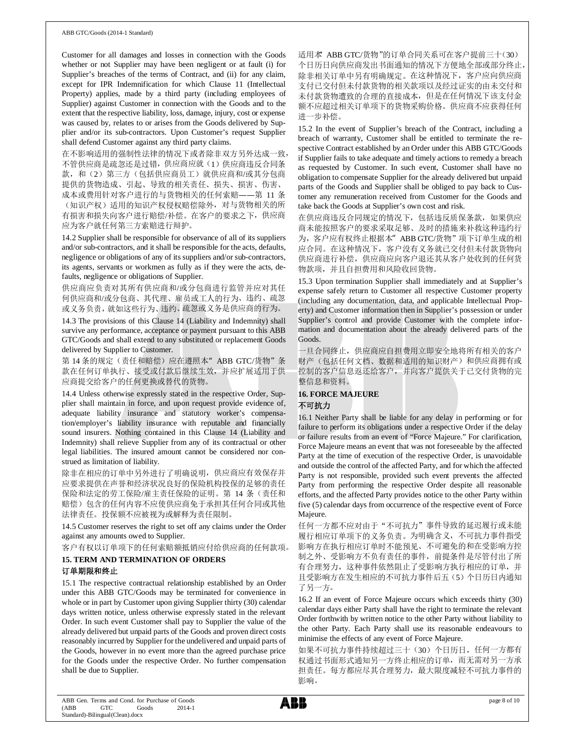Customer for all damages and losses in connection with the Goods whether or not Supplier may have been negligent or at fault (i) for Supplier's breaches of the terms of Contract, and (ii) for any claim, except for IPR Indemnification for which Clause 11 (Intellectual Property) applies, made by a third party (including employees of Supplier) against Customer in connection with the Goods and to the extent that the respective liability, loss, damage, injury, cost or expense was caused by, relates to or arises from the Goods delivered by Supplier and/or its sub-contractors. Upon Customer's request Supplier shall defend Customer against any third party claims.

在不影响适用的强制性法律的情况下或者除非双方另外达成一致，不管供应商是疏忽还是过错，供应商应就（1）供应商违反合同条款，和（2）第三方（包括供应商员工）就供应商和/或其分包商提供的货物造成、引起、导致的相关责任、损失、损害、伤害、成本或费用针对客户进行的与货物相关的任何索赔——第 11 条（知识产权）适用的知识产权侵权赔偿除外，对与货物相关的所有损害和损失向客户进行赔偿/补偿。在客户的要求之下，供应商应为客户就任何第三方索赔进行辩护。

14.2 Supplier shall be responsible for observance of all of its suppliers and/or sub-contractors, and it shall be responsible for the acts, defaults, negligence or obligations of any of its suppliers and/or sub-contractors, its agents, servants or workmen as fully as if they were the acts, defaults, negligence or obligations of Supplier.

供应商应负责对其所有供应商和/或分包商进行监管并应对其任何供应商和/或分包商、其代理、雇员或工人的行为、违约、疏忽或义务负责，就如这些行为、违约、疏忽或义务是供应商的行为。

14.3 The provisions of this Clause 14 (Liability and Indemnity) shall survive any performance, acceptance or payment pursuant to this ABB GTC/Goods and shall extend to any substituted or replacement Goods delivered by Supplier to Customer.

第 14 条的规定（责任和赔偿）应在遵照本" ABB GTC/货物"条款在任何订单执行、接受或付款后继续生效，并应扩展适用于供应商提交给客户的任何更换或替代的货物。

14.4 Unless otherwise expressly stated in the respective Order, Supplier shall maintain in force, and upon request provide evidence of, adequate liability insurance and statutory worker's compensation/employer's liability insurance with reputable and financially sound insurers. Nothing contained in this Clause 14 (Liability and Indemnity) shall relieve Supplier from any of its contractual or other legal liabilities. The insured amount cannot be considered nor construed as limitation of liability.

除非在相应的订单中另外进行了明确说明，供应商应有效保存并应要求提供在声誉和经济状况良好的保险机构投保的足够的责任保险和法定的劳工保险/雇主责任保险的证明。第 14 条（责任和赔偿）包含的任何内容不应使供应商免于承担其任何合同或其他法律责任。投保额不应被视为或解释为责任限制。

14.5 Customer reserves the right to set off any claims under the Order against any amounts owed to Supplier.

客户有权以订单项下的任何索赔额抵销应付给供应商的任何款项。

## 15. TERM AND TERMINATION OF ORDERS

## 订单期限和终止

15.1 The respective contractual relationship established by an Order under this ABB GTC/Goods may be terminated for convenience in whole or in part by Customer upon giving Supplier thirty (30) calendar days written notice, unless otherwise expressly stated in the relevant Order. In such event Customer shall pay to Supplier the value of the already delivered but unpaid parts of the Goods and proven direct costs reasonably incurred by Supplier for the undelivered and unpaid parts of the Goods, however in no event more than the agreed purchase price for the Goods under the respective Order. No further compensation shall be due to Supplier.

适用本" ABB GTC/货物"的订单合同关系可在客户提前三十（30）个日历日向供应商发出书面通知的情况下方便地全部或部分终止，除非相关订单中另有明确规定。在这种情况下，客户应向供应商支付已交付但未付款货物的相关款项以及经过证实的由未交付和未付款货物遭致的合理的直接成本，但是在任何情况下该支付金额不应超过相关订单项下的货物采购价格。供应商不应获得任何进一步补偿。

15.2 In the event of Supplier's breach of the Contract, including a breach of warranty, Customer shall be entitled to terminate the respective Contract established by an Order under this ABB GTC/Goods if Supplier fails to take adequate and timely actions to remedy a breach as requested by Customer. In such event, Customer shall have no obligation to compensate Supplier for the already delivered but unpaid parts of the Goods and Supplier shall be obliged to pay back to Customer any remuneration received from Customer for the Goods and take back the Goods at Supplier's own cost and risk.

在供应商违反合同规定的情况下，包括违反质保条款，如果供应商未能按照客户的要求采取足够、及时的措施来补救这种违约行为，客户应有权终止根据本" ABB GTC/货物"项下订单生成的相应合同。在这种情况下，客户没有义务就已交付但未付款货物向供应商进行补偿，供应商应向客户退还其从客户处收到的任何货物款项，并且自担费用和风险收回货物。

15.3 Upon termination Supplier shall immediately and at Supplier's expense safely return to Customer all respective Customer property (including any documentation, data, and applicable Intellectual Property) and Customer information then in Supplier's possession or under Supplier's control and provide Customer with the complete information and documentation about the already delivered parts of the Goods.

一旦合同终止，供应商应自担费用立即安全地将所有相关的客户财产（包括任何文档、数据和适用的知识财产）和供应商拥有或控制的客户信息返还给客户，并向客户提供关于已交付货物的完整信息和资料。

## 16. FORCE MAJEURE

## 不可抗力

16.1 Neither Party shall be liable for any delay in performing or for failure to perform its obligations under a respective Order if the delay or failure results from an event of "Force Majeure." For clarification, Force Majeure means an event that was not foreseeable by the affected Party at the time of execution of the respective Order, is unavoidable and outside the control of the affected Party, and for which the affected Party is not responsible, provided such event prevents the affected Party from performing the respective Order despite all reasonable efforts, and the affected Party provides notice to the other Party within five (5) calendar days from occurrence of the respective event of Force Majeure.

任何一方都不应对由于"不可抗力"事件导致的延迟履行或未能履行相应订单项下的义务负责。为明确含义，不可抗力事件指受影响方在执行相应订单时不能预见、不可避免的和在受影响方控制之外、受影响方不负有责任的事件，前提条件是尽管付出了所有合理努力，这种事件依然阻止了受影响方执行相应的订单，并且受影响方在发生相应的不可抗力事件后五（5）个日历日内通知了另一方。

16.2 If an event of Force Majeure occurs which exceeds thirty (30) calendar days either Party shall have the right to terminate the relevant Order forthwith by written notice to the other Party without liability to the other Party. Each Party shall use its reasonable endeavours to minimise the effects of any event of Force Majeure.

如果不可抗力事件持续超过三十（30）个日历日，任何一方都有权通过书面形式通知另一方终止相应的订单，而无需对另一方承担责任。每方都应尽其合理努力，最大限度减轻不可抗力事件的影响。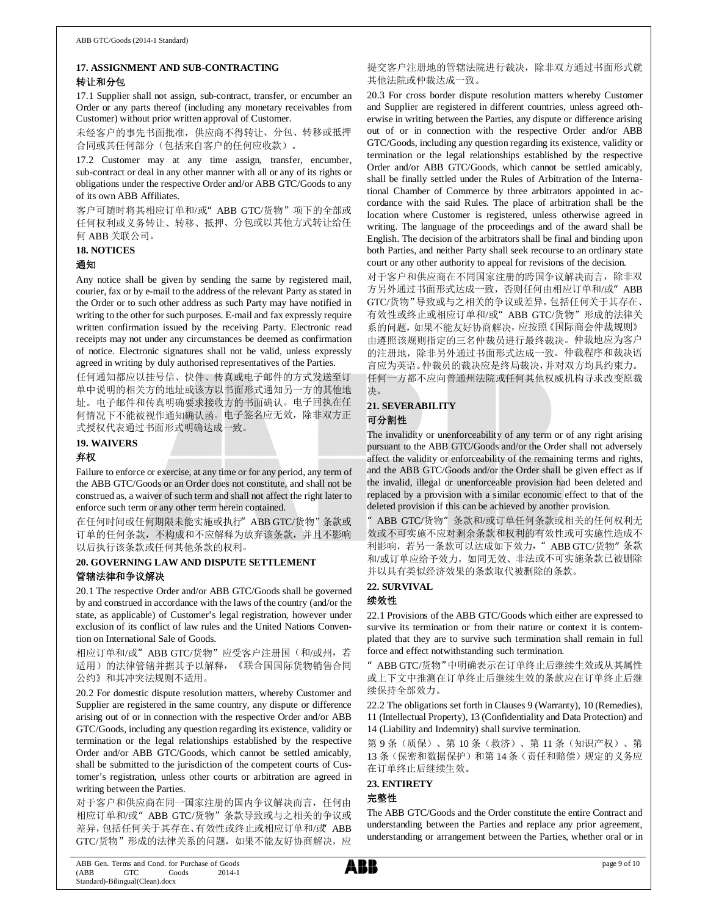## 17. ASSIGNMENT AND SUB-CONTRACTING

## 转让和分包

17.1 Supplier shall not assign, sub-contract, transfer, or encumber an Order or any parts thereof (including any monetary receivables from Customer) without prior written approval of Customer.

未经客户的事先书面批准，供应商不得转让、分包、转移或抵押合同或其任何部分（包括来自客户的任何应收款）。

17.2 Customer may at any time assign, transfer, encumber, sub-contract or deal in any other manner with all or any of its rights or obligations under the respective Order and/or ABB GTC/Goods to any of its own ABB Affiliates.

客户可随时将其相应订单和/或" ABB GTC/货物"项下的全部或任何权利或义务转让、转移、抵押、分包或以其他方式转让给任何 ABB 关联公司。

## 18. NOTICES

## 通知

Any notice shall be given by sending the same by registered mail, courier, fax or by e-mail to the address of the relevant Party as stated in the Order or to such other address as such Party may have notified in writing to the other for such purposes. E-mail and fax expressly require written confirmation issued by the receiving Party. Electronic read receipts may not under any circumstances be deemed as confirmation of notice. Electronic signatures shall not be valid, unless expressly agreed in writing by duly authorised representatives of the Parties.

任何通知都应以挂号信、快件、传真或电子邮件的方式发送至订单中说明的相关方的地址或该方以书面形式通知另一方的其他地址。电子邮件和传真明确要求接收方的书面确认。电子回执在任何情况下不能被视作通知确认函。电子签名应无效，除非双方正式授权代表通过书面形式明确达成一致。

## 19. WAIVERS

## 弃权

Failure to enforce or exercise, at any time or for any period, any term of the ABB GTC/Goods or an Order does not constitute, and shall not be construed as, a waiver of such term and shall not affect the right later to enforce such term or any other term herein contained.

在任何时间或任何期限未能实施或执行" ABB GTC/货物"条款或订单的任何条款，不构成和不应解释为放弃该条款，并且不影响以后执行该条款或任何其他条款的权利。

## 20. GOVERNING LAW AND DISPUTE SETTLEMENT

## 管辖法律和争议解决

20.1 The respective Order and/or ABB GTC/Goods shall be governed by and construed in accordance with the laws of the country (and/or the state, as applicable) of Customer's legal registration, however under exclusion of its conflict of law rules and the United Nations Convention on International Sale of Goods.

相应订单和/或" ABB GTC/货物"应受客户注册国（和/或州，若适用）的法律管辖并据其予以解释，《联合国国际货物销售合同公约》和其冲突法规则不适用。

20.2 For domestic dispute resolution matters, whereby Customer and Supplier are registered in the same country, any dispute or difference arising out of or in connection with the respective Order and/or ABB GTC/Goods, including any question regarding its existence, validity or termination or the legal relationships established by the respective Order and/or ABB GTC/Goods, which cannot be settled amicably, shall be submitted to the jurisdiction of the competent courts of Customer's registration, unless other courts or arbitration are agreed in writing between the Parties.

对于客户和供应商在同一国家注册的国内争议解决而言，任何由相应订单和/或" ABB GTC/货物"条款导致或与之相关的争议或差异，包括任何关于其存在、有效性或终止或相应订单和/或" ABB GTC/货物"形成的法律关系的问题，如果不能友好协商解决，应提交客户注册地的管辖法院进行裁决，除非双方通过书面形式就其他法院或仲裁达成一致。

20.3 For cross border dispute resolution matters whereby Customer and Supplier are registered in different countries, unless agreed otherwise in writing between the Parties, any dispute or difference arising out of or in connection with the respective Order and/or ABB GTC/Goods, including any question regarding its existence, validity or termination or the legal relationships established by the respective Order and/or ABB GTC/Goods, which cannot be settled amicably, shall be finally settled under the Rules of Arbitration of the International Chamber of Commerce by three arbitrators appointed in accordance with the said Rules. The place of arbitration shall be the location where Customer is registered, unless otherwise agreed in writing. The language of the proceedings and of the award shall be English. The decision of the arbitrators shall be final and binding upon both Parties, and neither Party shall seek recourse to an ordinary state court or any other authority to appeal for revisions of the decision.

对于客户和供应商在不同国家注册的跨国争议解决而言，除非双方另外通过书面形式达成一致，否则任何由相应订单和/或" ABB GTC/货物"导致或与之相关的争议或差异，包括任何关于其存在、有效性或终止或相应订单和/或" ABB GTC/货物"形成的法律关系的问题，如果不能友好协商解决，应按照《国际商会仲裁规则》由遵照该规则指定的三名仲裁员进行最终裁决。仲裁地应为客户的注册地，除非另外通过书面形式达成一致。仲裁程序和裁决语言应为英语。仲裁员的裁决应是终局裁决，并对双方均具约束力。任何一方都不应向普通州法院或任何其他权威机构寻求改变原裁决。

## 21. SEVERABILITY

## 可分割性

The invalidity or unenforceability of any term or of any right arising pursuant to the ABB GTC/Goods and/or the Order shall not adversely affect the validity or enforceability of the remaining terms and rights, and the ABB GTC/Goods and/or the Order shall be given effect as if the invalid, illegal or unenforceable provision had been deleted and replaced by a provision with a similar economic effect to that of the deleted provision if this can be achieved by another provision.

" ABB GTC/货物"条款和/或订单任何条款或相关的任何权利无效或不可实施不应对剩余条款和权利的有效性或可实施性造成不利影响，若另一条款可以达成如下效力，" ABB GTC/货物"条款和/或订单应给予效力，如同无效、非法或不可实施条款已被删除并以具有类似经济效果的条款取代被删除的条款。

## 22. SURVIVAL

## 续效性

22.1 Provisions of the ABB GTC/Goods which either are expressed to survive its termination or from their nature or context it is contemplated that they are to survive such termination shall remain in full force and effect notwithstanding such termination.

" ABB GTC/货物"中明确表示在订单终止后继续生效或从其属性或上下文中推测在订单终止后继续生效的条款应在订单终止后继续保持全部效力。

22.2 The obligations set forth in Clauses 9 (Warranty), 10 (Remedies), 11 (Intellectual Property), 13 (Confidentiality and Data Protection) and 14 (Liability and Indemnity) shall survive termination.

第 9 条（质保）、第 10 条（救济）、第 11 条（知识产权）、第 13 条（保密和数据保护）和第 14 条（责任和赔偿）规定的义务应在订单终止后继续生效。

## 23. ENTIRETY

## 完整性

The ABB GTC/Goods and the Order constitute the entire Contract and understanding between the Parties and replace any prior agreement, understanding or arrangement between the Parties, whether oral or in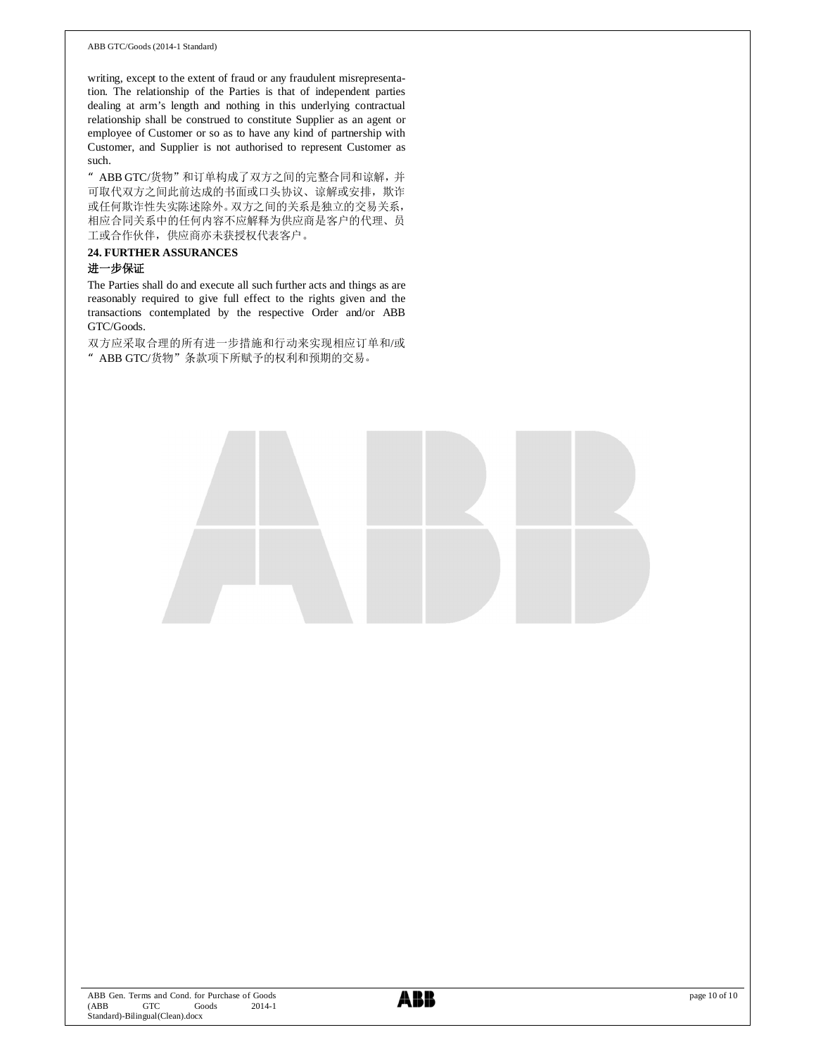writing, except to the extent of fraud or any fraudulent misrepresentation. The relationship of the Parties is that of independent parties dealing at arm's length and nothing in this underlying contractual relationship shall be construed to constitute Supplier as an agent or employee of Customer or so as to have any kind of partnership with Customer, and Supplier is not authorised to represent Customer as such.

" ABB GTC/货物"和订单构成了双方之间的完整合同和谅解，并可取代双方之间此前达成的书面或口头协议、谅解或安排，欺诈或任何欺诈性失实陈述除外。双方之间的关系是独立的交易关系，相应合同关系中的任何内容不应解释为供应商是客户的代理、员工或合作伙伴，供应商亦未获授权代表客户。

**24. FURTHER ASSURANCES**

**进一步保证**

The Parties shall do and execute all such further acts and things as are reasonably required to give full effect to the rights given and the transactions contemplated by the respective Order and/or ABB GTC/Goods.

双方应采取合理的所有进一步措施和行动来实现相应订单和/或" ABB GTC/货物"条款项下所赋予的权利和预期的交易。